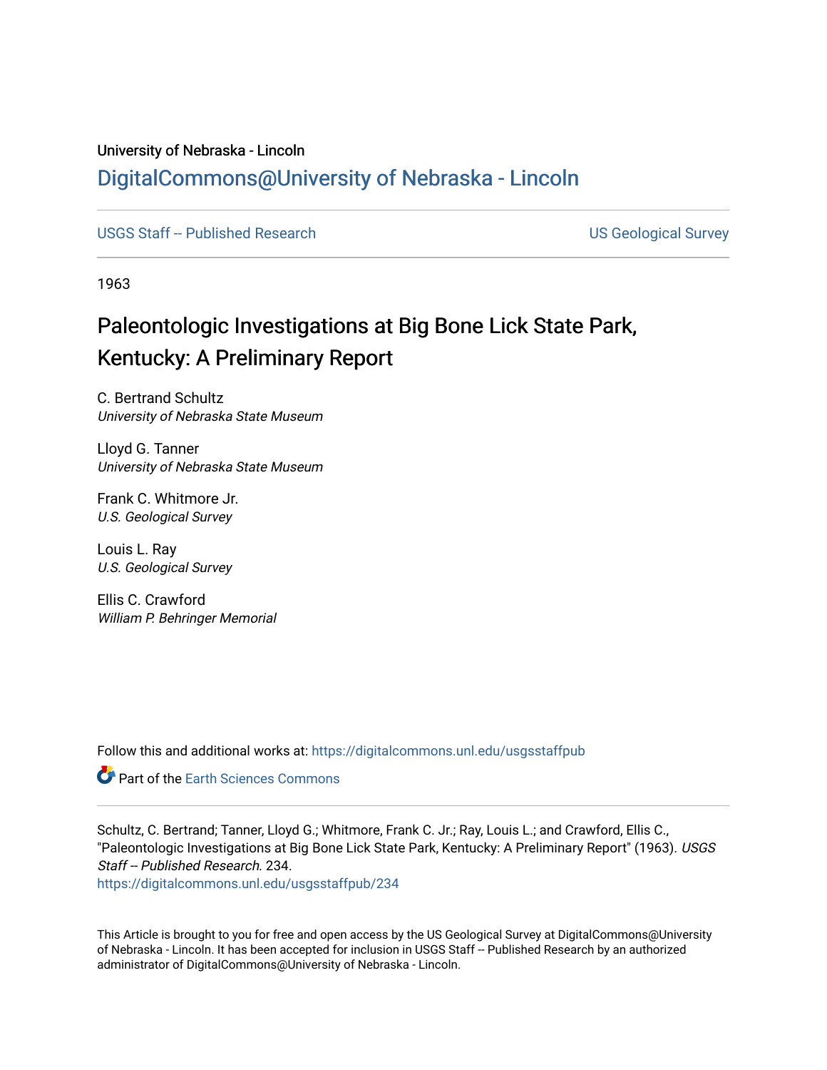University of Nebraska - Lincoln

## DigitalCommons@University of Nebraska - Lincoln

USGS Staff -- Published Research

US Geological Survey

1963

# Paleontologic Investigations at Big Bone Lick State Park, Kentucky: A Preliminary Report

C. Bertrand Schultz
*University of Nebraska State Museum*

Lloyd G. Tanner
*University of Nebraska State Museum*

Frank C. Whitmore Jr.
*U.S. Geological Survey*

Louis L. Ray
*U.S. Geological Survey*

Ellis C. Crawford
*William P. Behringer Memorial*

Follow this and additional works at: https://digitalcommons.unl.edu/usgsstaffpub

Part of the Earth Sciences Commons

Schultz, C. Bertrand; Tanner, Lloyd G.; Whitmore, Frank C. Jr.; Ray, Louis L.; and Crawford, Ellis C., "Paleontologic Investigations at Big Bone Lick State Park, Kentucky: A Preliminary Report" (1963). *USGS Staff -- Published Research*. 234.
https://digitalcommons.unl.edu/usgsstaffpub/234

This Article is brought to you for free and open access by the US Geological Survey at DigitalCommons@University of Nebraska - Lincoln. It has been accepted for inclusion in USGS Staff -- Published Research by an authorized administrator of DigitalCommons@University of Nebraska - Lincoln.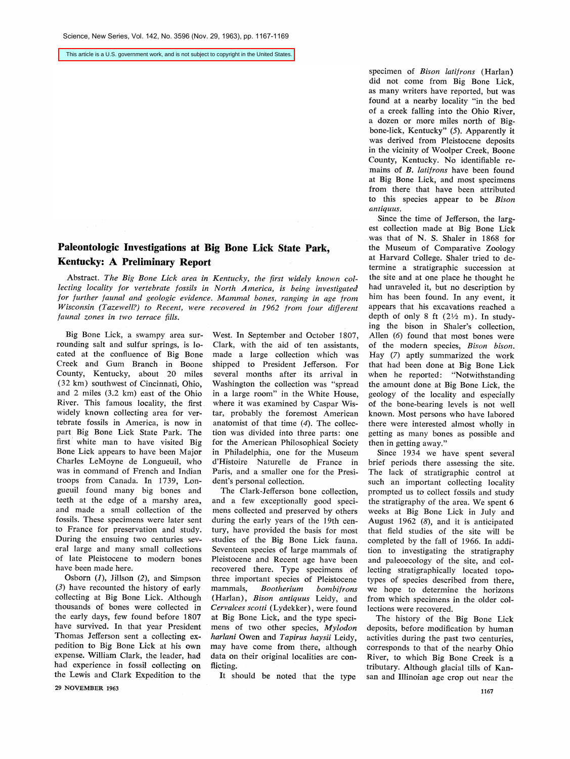This article is a U.S. government work, and is not subject to copyright in the United States.

## Paleontologic Investigations at Big Bone Lick State Park, Kentucky: A Preliminary Report

*Abstract.* *The Big Bone Lick area in Kentucky, the first widely known collecting locality for vertebrate fossils in North America, is being investigated for further faunal and geologic evidence. Mammal bones, ranging in age from Wisconsin (Tazewell?) to Recent, were recovered in 1962 from four different faunal zones in two terrace fills.*

Big Bone Lick, a swampy area surrounding salt and sulfur springs, is located at the confluence of Big Bone Creek and Gum Branch in Boone County, Kentucky, about 20 miles (32 km) southwest of Cincinnati, Ohio, and 2 miles (3.2 km) east of the Ohio River. This famous locality, the first widely known collecting area for vertebrate fossils in America, is now in part Big Bone Lick State Park. The first white man to have visited Big Bone Lick appears to have been Major Charles LeMoyne de Longueuil, who was in command of French and Indian troops from Canada. In 1739, Longueuil found many big bones and teeth at the edge of a marshy area, and made a small collection of the fossils. These specimens were later sent to France for preservation and study. During the ensuing two centuries several large and many small collections of late Pleistocene to modern bones have been made here.

Osborn (*1*), Jillson (*2*), and Simpson (*3*) have recounted the history of early collecting at Big Bone Lick. Although thousands of bones were collected in the early days, few found before 1807 have survived. In that year President Thomas Jefferson sent a collecting expedition to Big Bone Lick at his own expense. William Clark, the leader, had had experience in fossil collecting on the Lewis and Clark Expedition to the West. In September and October 1807, Clark, with the aid of ten assistants, made a large collection which was shipped to President Jefferson. For several months after its arrival in Washington the collection was "spread in a large room" in the White House, where it was examined by Caspar Wistar, probably the foremost American anatomist of that time (*4*). The collection was divided into three parts: one for the American Philosophical Society in Philadelphia, one for the Museum d'Histoire Naturelle de France in Paris, and a smaller one for the President's personal collection.

The Clark-Jefferson bone collection, and a few exceptionally good specimens collected and preserved by others during the early years of the 19th century, have provided the basis for most studies of the Big Bone Lick fauna. Seventeen species of large mammals of Pleistocene and Recent age have been recovered there. Type specimens of three important species of Pleistocene mammals, *Bootherium bombifrons* (Harlan), *Bison antiquus* Leidy, and *Cervalces scotti* (Lydekker), were found at Big Bone Lick, and the type specimens of two other species, *Mylodon harlani* Owen and *Tapirus haysii* Leidy, may have come from there, although data on their original localities are conflicting.

It should be noted that the type specimen of *Bison latifrons* (Harlan) did not come from Big Bone Lick, as many writers have reported, but was found at a nearby locality "in the bed of a creek falling into the Ohio River, a dozen or more miles north of Bigbone-lick, Kentucky" (*5*). Apparently it was derived from Pleistocene deposits in the vicinity of Woolper Creek, Boone County, Kentucky. No identifiable remains of *B. latifrons* have been found at Big Bone Lick, and most specimens from there that have been attributed to this species appear to be *Bison antiquus*.

Since the time of Jefferson, the largest collection made at Big Bone Lick was that of N. S. Shaler in 1868 for the Museum of Comparative Zoology at Harvard College. Shaler tried to determine a stratigraphic succession at the site and at one place he thought he had unraveled it, but no description by him has been found. In any event, it appears that his excavations reached a depth of only 8 ft (2½ m). In studying the bison in Shaler's collection, Allen (*6*) found that most bones were of the modern species, *Bison bison*. Hay (*7*) aptly summarized the work that had been done at Big Bone Lick when he reported: "Notwithstanding the amount done at Big Bone Lick, the geology of the locality and especially of the bone-bearing levels is not well known. Most persons who have labored there were interested almost wholly in getting as many bones as possible and then in getting away."

Since 1934 we have spent several brief periods there assessing the site. The lack of stratigraphic control at such an important collecting locality prompted us to collect fossils and study the stratigraphy of the area. We spent 6 weeks at Big Bone Lick in July and August 1962 (*8*), and it is anticipated that field studies of the site will be completed by the fall of 1966. In addition to investigating the stratigraphy and paleoecology of the site, and collecting stratigraphically located topotypes of species described from there, we hope to determine the horizons from which specimens in the older collections were recovered.

The history of the Big Bone Lick deposits, before modification by human activities during the past two centuries, corresponds to that of the nearby Ohio River, to which Big Bone Creek is a tributary. Although glacial tills of Kansan and Illinoian age crop out near the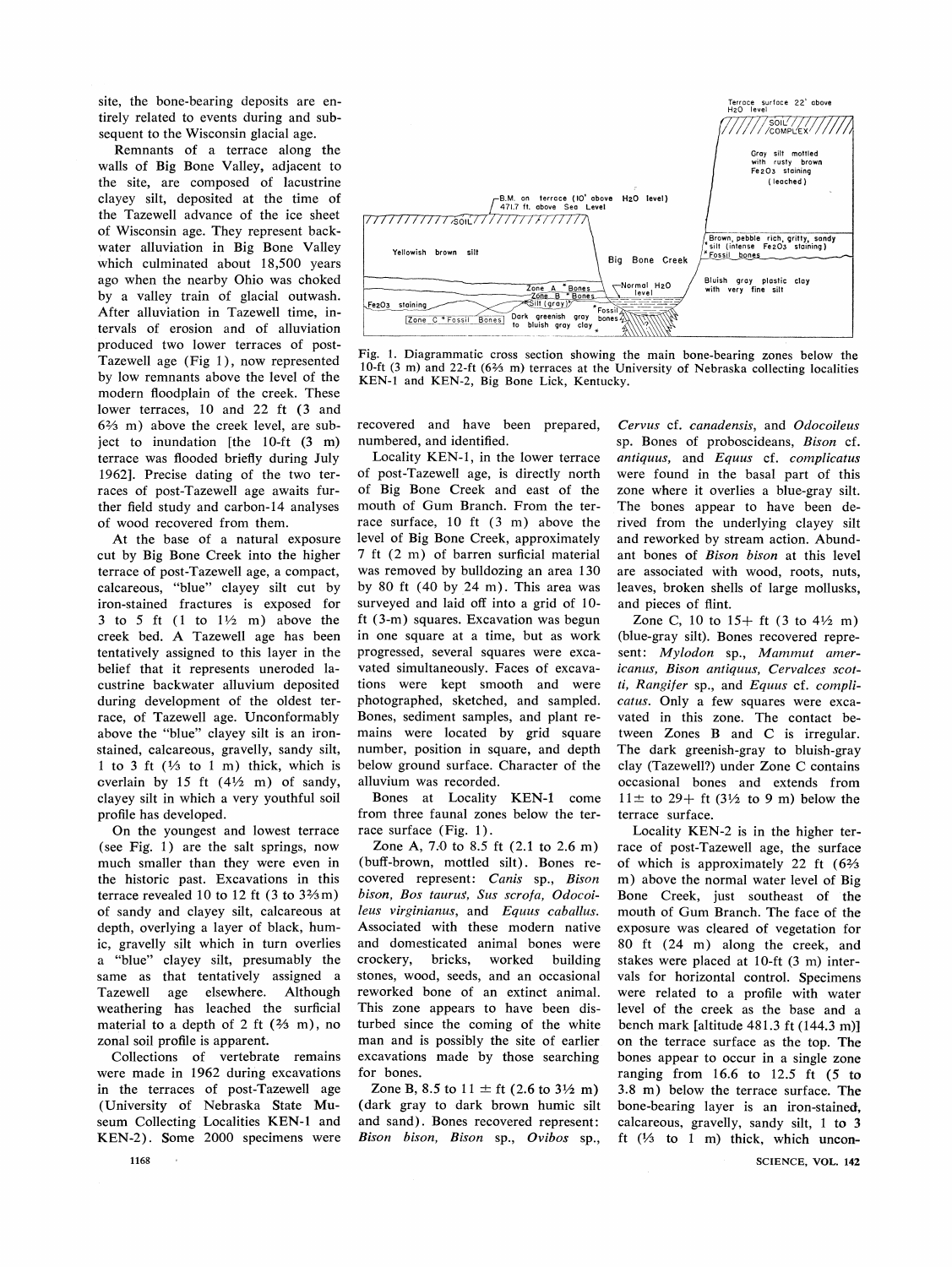site, the bone-bearing deposits are entirely related to events during and subsequent to the Wisconsin glacial age.

Remnants of a terrace along the walls of Big Bone Valley, adjacent to the site, are composed of lacustrine clayey silt, deposited at the time of the Tazewell advance of the ice sheet of Wisconsin age. They represent backwater alluviation in Big Bone Valley which culminated about 18,500 years ago when the nearby Ohio was choked by a valley train of glacial outwash. After alluviation in Tazewell time, intervals of erosion and of alluviation produced two lower terraces of post-Tazewell age (Fig 1), now represented by low remnants above the level of the modern floodplain of the creek. These lower terraces, 10 and 22 ft (3 and 6⅔ m) above the creek level, are subject to inundation [the 10-ft (3 m) terrace was flooded briefly during July 1962]. Precise dating of the two terraces of post-Tazewell age awaits further field study and carbon-14 analyses of wood recovered from them.

At the base of a natural exposure cut by Big Bone Creek into the higher terrace of post-Tazewell age, a compact, calcareous, "blue" clayey silt cut by iron-stained fractures is exposed for 3 to 5 ft (1 to 1½ m) above the creek bed. A Tazewell age has been tentatively assigned to this layer in the belief that it represents uneroded lacustrine backwater alluvium deposited during development of the oldest terrace, of Tazewell age. Unconformably above the "blue" clayey silt is an iron-stained, calcareous, gravelly, sandy silt, 1 to 3 ft (⅓ to 1 m) thick, which is overlain by 15 ft (4½ m) of sandy, clayey silt in which a very youthful soil profile has developed.

On the youngest and lowest terrace (see Fig. 1) are the salt springs, now much smaller than they were even in the historic past. Excavations in this terrace revealed 10 to 12 ft (3 to 3⅔ m) of sandy and clayey silt, calcareous at depth, overlying a layer of black, humic, gravelly silt which in turn overlies a "blue" clayey silt, presumably the same as that tentatively assigned a Tazewell age elsewhere. Although weathering has leached the surficial material to a depth of 2 ft (⅔ m), no zonal soil profile is apparent.

Collections of vertebrate remains were made in 1962 during excavations in the terraces of post-Tazewell age (University of Nebraska State Museum Collecting Localities KEN-1 and KEN-2). Some 2000 specimens were recovered and have been prepared, numbered, and identified.

Fig. 1. Diagrammatic cross section showing the main bone-bearing zones below the 10-ft (3 m) and 22-ft (6⅔ m) terraces at the University of Nebraska collecting localities KEN-1 and KEN-2, Big Bone Lick, Kentucky.

Locality KEN-1, in the lower terrace of post-Tazewell age, is directly north of Big Bone Creek and east of the mouth of Gum Branch. From the terrace surface, 10 ft (3 m) above the level of Big Bone Creek, approximately 7 ft (2 m) of barren surficial material was removed by bulldozing an area 130 by 80 ft (40 by 24 m). This area was surveyed and laid off into a grid of 10-ft (3-m) squares. Excavation was begun in one square at a time, but as work progressed, several squares were excavated simultaneously. Faces of excavations were kept smooth and were photographed, sketched, and sampled. Bones, sediment samples, and plant remains were located by grid square number, position in square, and depth below ground surface. Character of the alluvium was recorded.

Bones at Locality KEN-1 come from three faunal zones below the terrace surface (Fig. 1).

Zone A, 7.0 to 8.5 ft (2.1 to 2.6 m) (buff-brown, mottled silt). Bones recovered represent: *Canis* sp., *Bison bison, Bos taurus, Sus scrofa, Odocoileus virginianus*, and *Equus caballus*. Associated with these modern native and domesticated animal bones were crockery, bricks, worked building stones, wood, seeds, and an occasional reworked bone of an extinct animal. This zone appears to have been disturbed since the coming of the white man and is possibly the site of earlier excavations made by those searching for bones.

Zone B, 8.5 to 11 ± ft (2.6 to 3½ m) (dark gray to dark brown humic silt and sand). Bones recovered represent: *Bison bison, Bison* sp., *Ovibos* sp., *Cervus* cf. *canadensis*, and *Odocoileus* sp. Bones of proboscideans, *Bison* cf. *antiquus*, and *Equus* cf. *complicatus* were found in the basal part of this zone where it overlies a blue-gray silt. The bones appear to have been derived from the underlying clayey silt and reworked by stream action. Abundant bones of *Bison bison* at this level are associated with wood, roots, nuts, leaves, broken shells of large mollusks, and pieces of flint.

Zone C, 10 to 15+ ft (3 to 4½ m) (blue-gray silt). Bones recovered represent: *Mylodon* sp., *Mammut americanus, Bison antiquus, Cervalces scotti, Rangifer* sp., and *Equus* cf. *complicatus*. Only a few squares were excavated in this zone. The contact between Zones B and C is irregular. The dark greenish-gray to bluish-gray clay (Tazewell?) under Zone C contains occasional bones and extends from 11± to 29+ ft (3½ to 9 m) below the terrace surface.

Locality KEN-2 is in the higher terrace of post-Tazewell age, the surface of which is approximately 22 ft (6⅔ m) above the normal water level of Big Bone Creek, just southeast of the mouth of Gum Branch. The face of the exposure was cleared of vegetation for 80 ft (24 m) along the creek, and stakes were placed at 10-ft (3 m) intervals for horizontal control. Specimens were related to a profile with water level of the creek as the base and a bench mark [altitude 481.3 ft (144.3 m)] on the terrace surface as the top. The bones appear to occur in a single zone ranging from 16.6 to 12.5 ft (5 to 3.8 m) below the terrace surface. The bone-bearing layer is an iron-stained, calcareous, gravelly, sandy silt, 1 to 3 ft (⅓ to 1 m) thick, which uncon-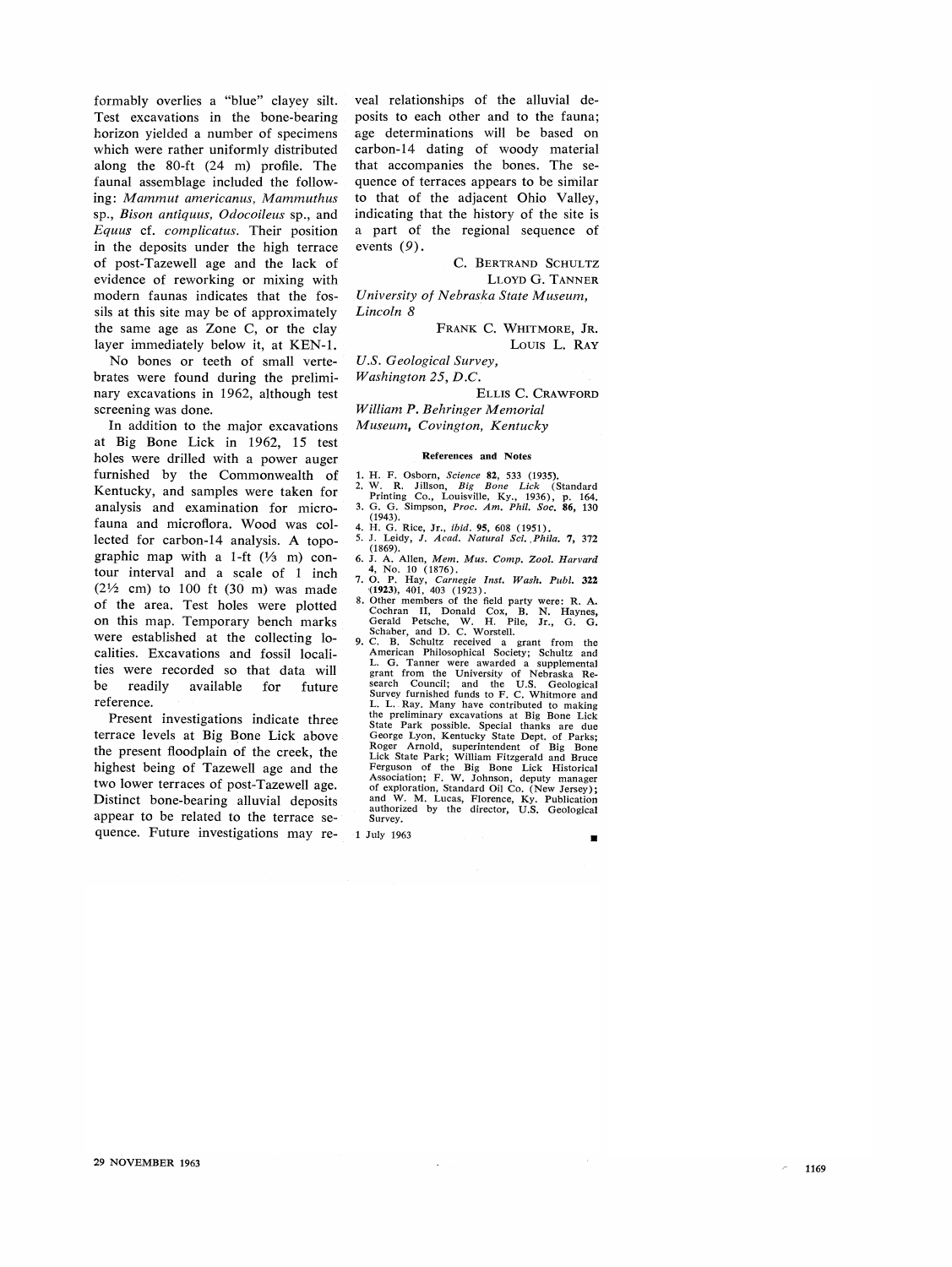formably overlies a "blue" clayey silt. Test excavations in the bone-bearing horizon yielded a number of specimens which were rather uniformly distributed along the 80-ft (24 m) profile. The faunal assemblage included the following: *Mammut americanus, Mammuthus* sp., *Bison antiquus, Odocoileus* sp., and *Equus* cf. *complicatus*. Their position in the deposits under the high terrace of post-Tazewell age and the lack of evidence of reworking or mixing with modern faunas indicates that the fossils at this site may be of approximately the same age as Zone C, or the clay layer immediately below it, at KEN-1.

No bones or teeth of small vertebrates were found during the preliminary excavations in 1962, although test screening was done.

In addition to the major excavations at Big Bone Lick in 1962, 15 test holes were drilled with a power auger furnished by the Commonwealth of Kentucky, and samples were taken for analysis and examination for microfauna and microflora. Wood was collected for carbon-14 analysis. A topographic map with a 1-ft (⅓ m) contour interval and a scale of 1 inch (2½ cm) to 100 ft (30 m) was made of the area. Test holes were plotted on this map. Temporary bench marks were established at the collecting localities. Excavations and fossil localities were recorded so that data will be readily available for future reference.

Present investigations indicate three terrace levels at Big Bone Lick above the present floodplain of the creek, the highest being of Tazewell age and the two lower terraces of post-Tazewell age. Distinct bone-bearing alluvial deposits appear to be related to the terrace sequence. Future investigations may reveal relationships of the alluvial deposits to each other and to the fauna; age determinations will be based on carbon-14 dating of woody material that accompanies the bones. The sequence of terraces appears to be similar to that of the adjacent Ohio Valley, indicating that the history of the site is a part of the regional sequence of events (9).

C. BERTRAND SCHULTZ
LLOYD G. TANNER

*University of Nebraska State Museum, Lincoln 8*

FRANK C. WHITMORE, JR.
LOUIS L. RAY

*U.S. Geological Survey, Washington 25, D.C.*

ELLIS C. CRAWFORD

*William P. Behringer Memorial Museum, Covington, Kentucky*

### References and Notes

1. H. F. Osborn, *Science* **82**, 533 (1935).
2. W. R. Jillson, *Big Bone Lick* (Standard Printing Co., Louisville, Ky., 1936), p. 164.
3. G. G. Simpson, *Proc. Am. Phil. Soc.* **86**, 130 (1943).
4. H. G. Rice, Jr., *ibid.* **95**, 608 (1951).
5. J. Leidy, *J. Acad. Natural Sci. Phila.* **7**, 372 (1869).
6. J. A. Allen, *Mem. Mus. Comp. Zool. Harvard* **4**, No. 10 (1876).
7. O. P. Hay, *Carnegie Inst. Wash. Publ.* **322** (1923), 401, 403 (1923).
8. Other members of the field party were: R. A. Cochran II, Donald Cox, B. N. Haynes, Gerald Petsche, W. H. Pile, Jr., G. G. Schaber, and D. C. Worstell.
9. C. B. Schultz received a grant from the American Philosophical Society; Schultz and L. G. Tanner were awarded a supplemental grant from the University of Nebraska Research Council; and the U.S. Geological Survey furnished funds to F. C. Whitmore and L. L. Ray. Many have contributed to making the preliminary excavations at Big Bone Lick State Park possible. Special thanks are due George Lyon, Kentucky State Dept. of Parks; Roger Arnold, superintendent of Big Bone Lick State Park; William Fitzgerald and Bruce Ferguson of the Big Bone Lick Historical Association; F. W. Johnson, deputy manager of exploration, Standard Oil Co. (New Jersey); and W. M. Lucas, Florence, Ky. Publication authorized by the director, U.S. Geological Survey.

1 July 1963